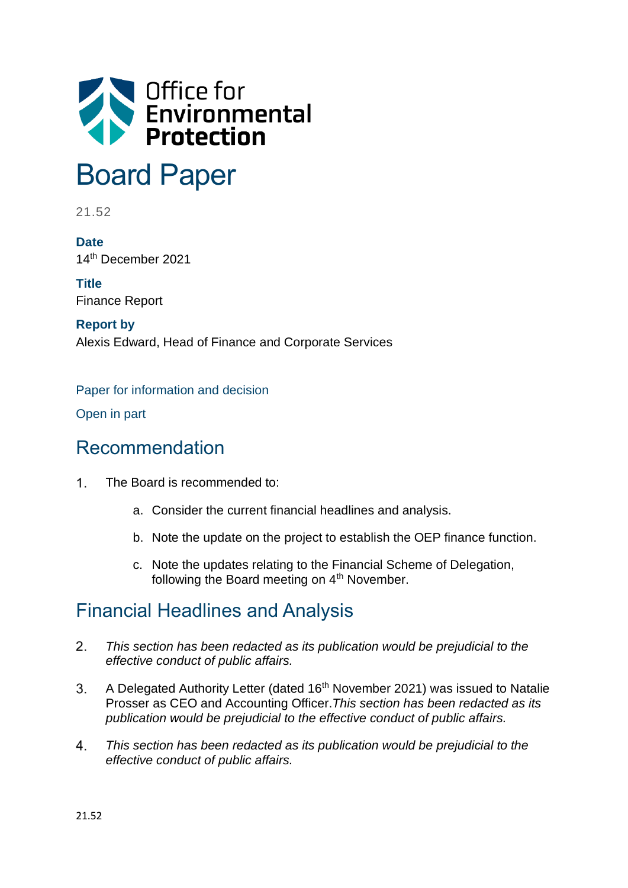Office for Environmental Protection

# Board Paper

21.52

**Date**
14th December 2021

**Title**
Finance Report

**Report by**
Alexis Edward, Head of Finance and Corporate Services

Paper for information and decision

Open in part

## Recommendation

1. The Board is recommended to:

   a. Consider the current financial headlines and analysis.

   b. Note the update on the project to establish the OEP finance function.

   c. Note the updates relating to the Financial Scheme of Delegation, following the Board meeting on 4th November.

## Financial Headlines and Analysis

2. *This section has been redacted as its publication would be prejudicial to the effective conduct of public affairs.*

3. A Delegated Authority Letter (dated 16th November 2021) was issued to Natalie Prosser as CEO and Accounting Officer.*This section has been redacted as its publication would be prejudicial to the effective conduct of public affairs.*

4. *This section has been redacted as its publication would be prejudicial to the effective conduct of public affairs.*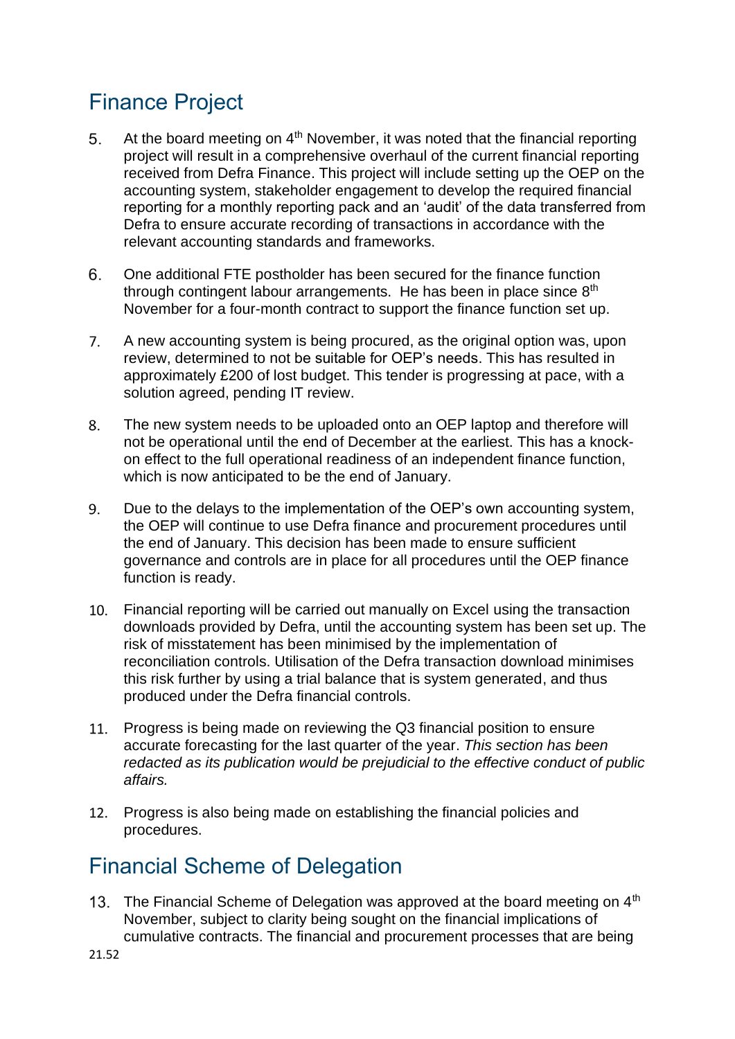## Finance Project

5. At the board meeting on 4th November, it was noted that the financial reporting project will result in a comprehensive overhaul of the current financial reporting received from Defra Finance. This project will include setting up the OEP on the accounting system, stakeholder engagement to develop the required financial reporting for a monthly reporting pack and an 'audit' of the data transferred from Defra to ensure accurate recording of transactions in accordance with the relevant accounting standards and frameworks.

6. One additional FTE postholder has been secured for the finance function through contingent labour arrangements. He has been in place since 8th November for a four-month contract to support the finance function set up.

7. A new accounting system is being procured, as the original option was, upon review, determined to not be suitable for OEP's needs. This has resulted in approximately £200 of lost budget. This tender is progressing at pace, with a solution agreed, pending IT review.

8. The new system needs to be uploaded onto an OEP laptop and therefore will not be operational until the end of December at the earliest. This has a knock-on effect to the full operational readiness of an independent finance function, which is now anticipated to be the end of January.

9. Due to the delays to the implementation of the OEP's own accounting system, the OEP will continue to use Defra finance and procurement procedures until the end of January. This decision has been made to ensure sufficient governance and controls are in place for all procedures until the OEP finance function is ready.

10. Financial reporting will be carried out manually on Excel using the transaction downloads provided by Defra, until the accounting system has been set up. The risk of misstatement has been minimised by the implementation of reconciliation controls. Utilisation of the Defra transaction download minimises this risk further by using a trial balance that is system generated, and thus produced under the Defra financial controls.

11. Progress is being made on reviewing the Q3 financial position to ensure accurate forecasting for the last quarter of the year. *This section has been redacted as its publication would be prejudicial to the effective conduct of public affairs.*

12. Progress is also being made on establishing the financial policies and procedures.

## Financial Scheme of Delegation

13. The Financial Scheme of Delegation was approved at the board meeting on 4th November, subject to clarity being sought on the financial implications of cumulative contracts. The financial and procurement processes that are being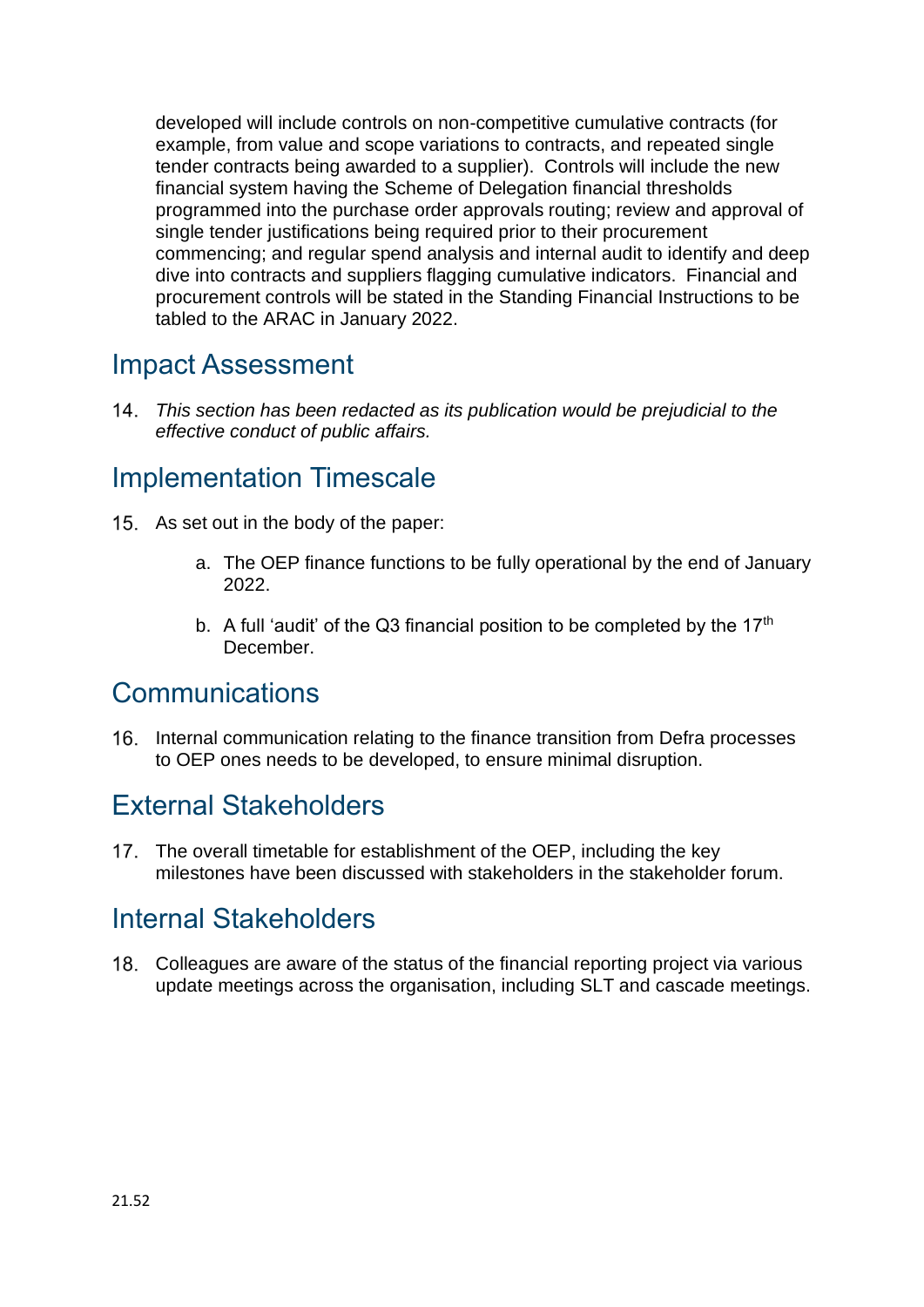developed will include controls on non-competitive cumulative contracts (for example, from value and scope variations to contracts, and repeated single tender contracts being awarded to a supplier). Controls will include the new financial system having the Scheme of Delegation financial thresholds programmed into the purchase order approvals routing; review and approval of single tender justifications being required prior to their procurement commencing; and regular spend analysis and internal audit to identify and deep dive into contracts and suppliers flagging cumulative indicators. Financial and procurement controls will be stated in the Standing Financial Instructions to be tabled to the ARAC in January 2022.

## Impact Assessment

14. *This section has been redacted as its publication would be prejudicial to the effective conduct of public affairs.*

## Implementation Timescale

15. As set out in the body of the paper:

    a. The OEP finance functions to be fully operational by the end of January 2022.

    b. A full 'audit' of the Q3 financial position to be completed by the 17th December.

## Communications

16. Internal communication relating to the finance transition from Defra processes to OEP ones needs to be developed, to ensure minimal disruption.

## External Stakeholders

17. The overall timetable for establishment of the OEP, including the key milestones have been discussed with stakeholders in the stakeholder forum.

## Internal Stakeholders

18. Colleagues are aware of the status of the financial reporting project via various update meetings across the organisation, including SLT and cascade meetings.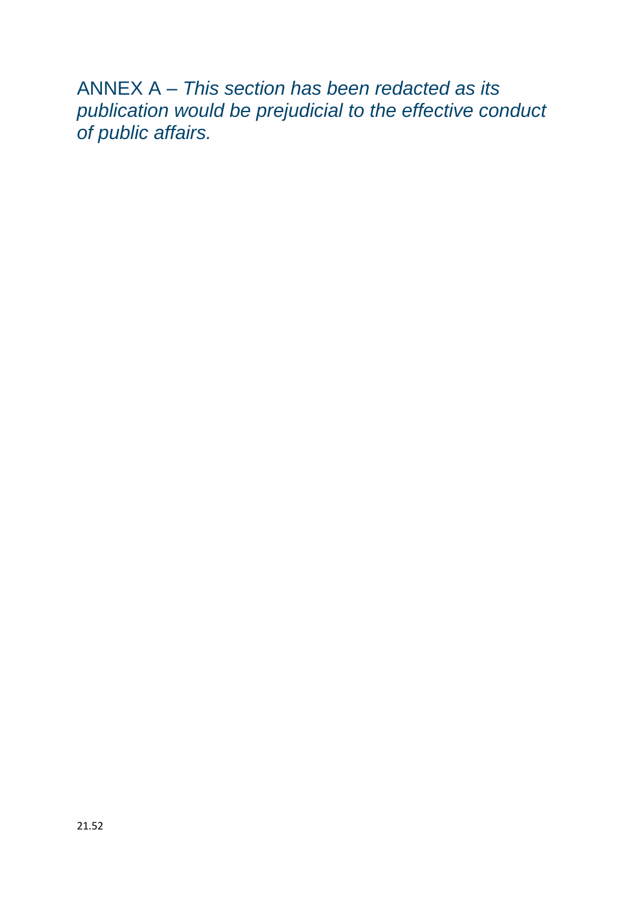## ANNEX A – *This section has been redacted as its publication would be prejudicial to the effective conduct of public affairs.*

21.52